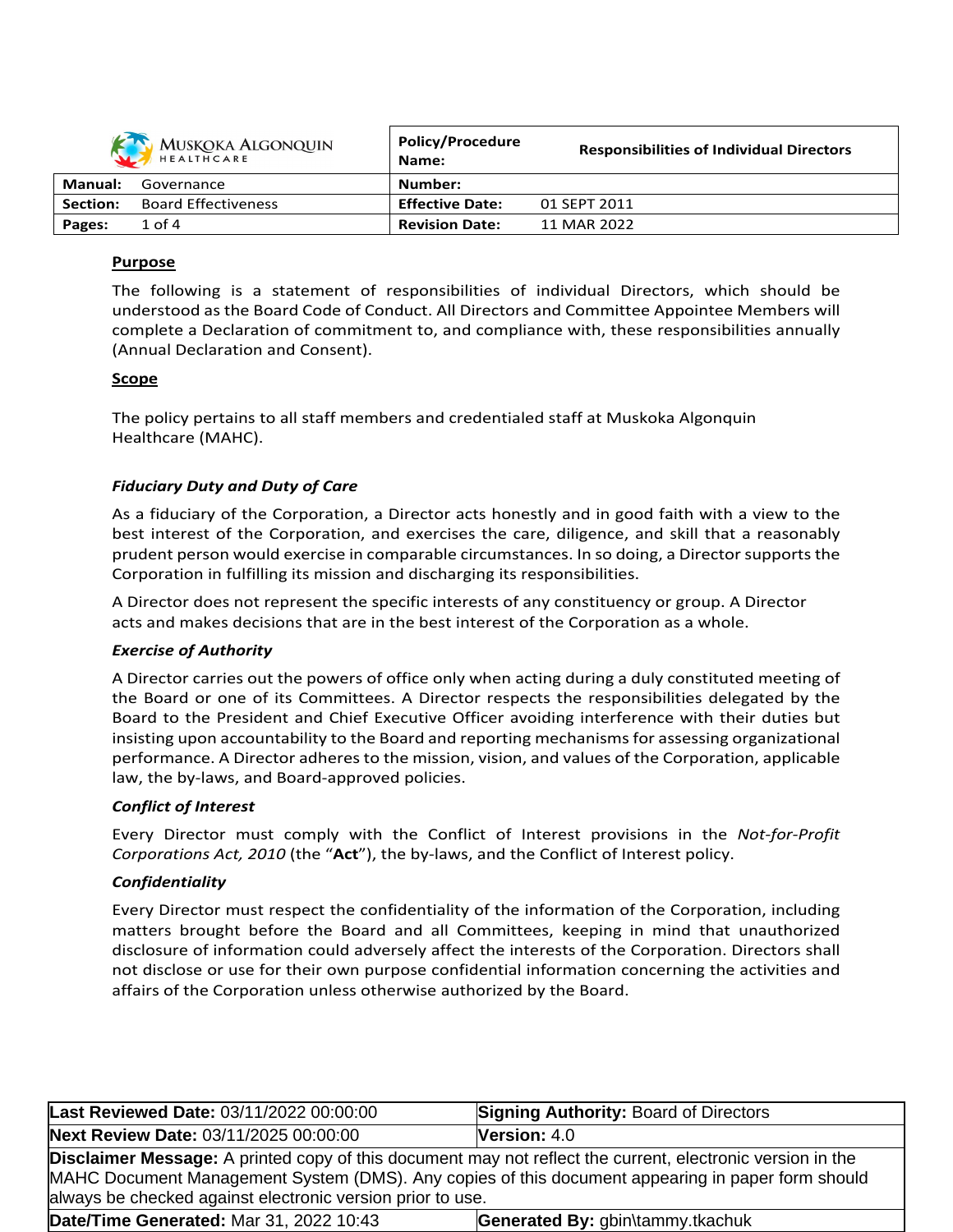| Muskoka Algonquin Healthcare | | Policy/Procedure Name: | Responsibilities of Individual Directors |
|---|---|---|---|
| **Manual:** | Governance | **Number:** | |
| **Section:** | Board Effectiveness | **Effective Date:** | 01 SEPT 2011 |
| **Pages:** | 1 of 4 | **Revision Date:** | 11 MAR 2022 |

## Purpose

The following is a statement of responsibilities of individual Directors, which should be understood as the Board Code of Conduct. All Directors and Committee Appointee Members will complete a Declaration of commitment to, and compliance with, these responsibilities annually (Annual Declaration and Consent).

## Scope

The policy pertains to all staff members and credentialed staff at Muskoka Algonquin Healthcare (MAHC).

### *Fiduciary Duty and Duty of Care*

As a fiduciary of the Corporation, a Director acts honestly and in good faith with a view to the best interest of the Corporation, and exercises the care, diligence, and skill that a reasonably prudent person would exercise in comparable circumstances. In so doing, a Director supports the Corporation in fulfilling its mission and discharging its responsibilities.

A Director does not represent the specific interests of any constituency or group. A Director acts and makes decisions that are in the best interest of the Corporation as a whole.

### *Exercise of Authority*

A Director carries out the powers of office only when acting during a duly constituted meeting of the Board or one of its Committees. A Director respects the responsibilities delegated by the Board to the President and Chief Executive Officer avoiding interference with their duties but insisting upon accountability to the Board and reporting mechanisms for assessing organizational performance. A Director adheres to the mission, vision, and values of the Corporation, applicable law, the by-laws, and Board-approved policies.

### *Conflict of Interest*

Every Director must comply with the Conflict of Interest provisions in the *Not-for-Profit Corporations Act, 2010* (the "**Act**"), the by-laws, and the Conflict of Interest policy.

### *Confidentiality*

Every Director must respect the confidentiality of the information of the Corporation, including matters brought before the Board and all Committees, keeping in mind that unauthorized disclosure of information could adversely affect the interests of the Corporation. Directors shall not disclose or use for their own purpose confidential information concerning the activities and affairs of the Corporation unless otherwise authorized by the Board.

| **Last Reviewed Date:** 03/11/2022 00:00:00 | **Signing Authority:** Board of Directors |
|---|---|
| **Next Review Date:** 03/11/2025 00:00:00 | **Version:** 4.0 |
| **Disclaimer Message:** A printed copy of this document may not reflect the current, electronic version in the MAHC Document Management System (DMS). Any copies of this document appearing in paper form should always be checked against electronic version prior to use. | |
| **Date/Time Generated:** Mar 31, 2022 10:43 | **Generated By:** gbin\tammy.tkachuk |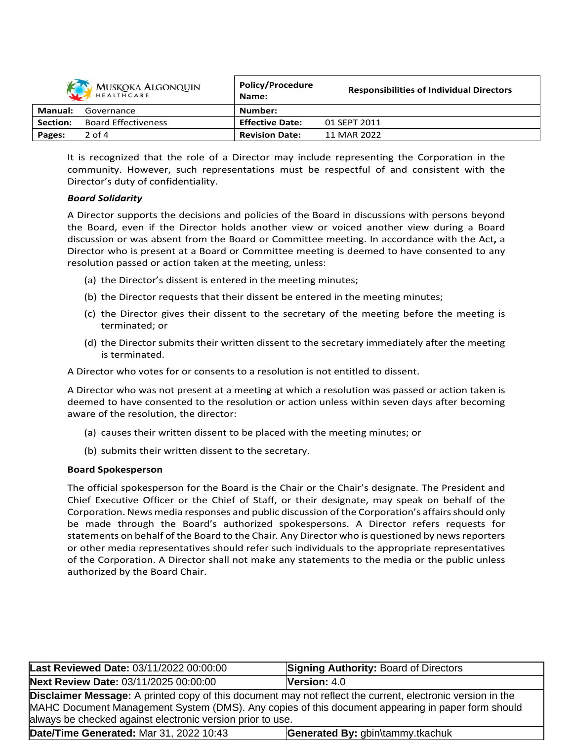It is recognized that the role of a Director may include representing the Corporation in the community. However, such representations must be respectful of and consistent with the Director's duty of confidentiality.

***Board Solidarity***

A Director supports the decisions and policies of the Board in discussions with persons beyond the Board, even if the Director holds another view or voiced another view during a Board discussion or was absent from the Board or Committee meeting. In accordance with the Act**,** a Director who is present at a Board or Committee meeting is deemed to have consented to any resolution passed or action taken at the meeting, unless:

(a) the Director's dissent is entered in the meeting minutes;

(b) the Director requests that their dissent be entered in the meeting minutes;

(c) the Director gives their dissent to the secretary of the meeting before the meeting is terminated; or

(d) the Director submits their written dissent to the secretary immediately after the meeting is terminated.

A Director who votes for or consents to a resolution is not entitled to dissent.

A Director who was not present at a meeting at which a resolution was passed or action taken is deemed to have consented to the resolution or action unless within seven days after becoming aware of the resolution, the director:

(a) causes their written dissent to be placed with the meeting minutes; or

(b) submits their written dissent to the secretary.

**Board Spokesperson**

The official spokesperson for the Board is the Chair or the Chair's designate. The President and Chief Executive Officer or the Chief of Staff, or their designate, may speak on behalf of the Corporation. News media responses and public discussion of the Corporation's affairs should only be made through the Board's authorized spokespersons. A Director refers requests for statements on behalf of the Board to the Chair. Any Director who is questioned by news reporters or other media representatives should refer such individuals to the appropriate representatives of the Corporation. A Director shall not make any statements to the media or the public unless authorized by the Board Chair.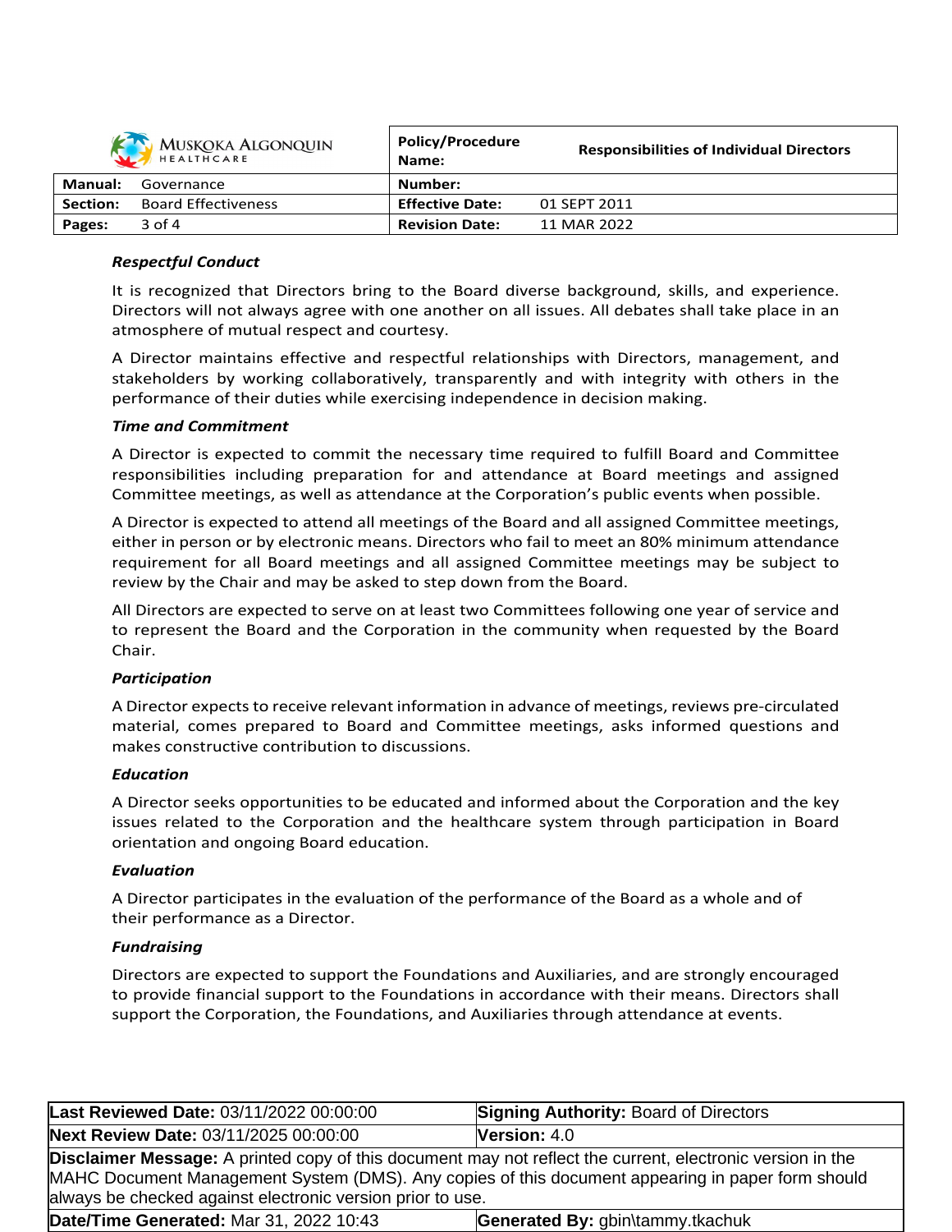***Respectful Conduct***

It is recognized that Directors bring to the Board diverse background, skills, and experience. Directors will not always agree with one another on all issues. All debates shall take place in an atmosphere of mutual respect and courtesy.

A Director maintains effective and respectful relationships with Directors, management, and stakeholders by working collaboratively, transparently and with integrity with others in the performance of their duties while exercising independence in decision making.

***Time and Commitment***

A Director is expected to commit the necessary time required to fulfill Board and Committee responsibilities including preparation for and attendance at Board meetings and assigned Committee meetings, as well as attendance at the Corporation's public events when possible.

A Director is expected to attend all meetings of the Board and all assigned Committee meetings, either in person or by electronic means. Directors who fail to meet an 80% minimum attendance requirement for all Board meetings and all assigned Committee meetings may be subject to review by the Chair and may be asked to step down from the Board.

All Directors are expected to serve on at least two Committees following one year of service and to represent the Board and the Corporation in the community when requested by the Board Chair.

***Participation***

A Director expects to receive relevant information in advance of meetings, reviews pre-circulated material, comes prepared to Board and Committee meetings, asks informed questions and makes constructive contribution to discussions.

***Education***

A Director seeks opportunities to be educated and informed about the Corporation and the key issues related to the Corporation and the healthcare system through participation in Board orientation and ongoing Board education.

***Evaluation***

A Director participates in the evaluation of the performance of the Board as a whole and of their performance as a Director.

***Fundraising***

Directors are expected to support the Foundations and Auxiliaries, and are strongly encouraged to provide financial support to the Foundations in accordance with their means. Directors shall support the Corporation, the Foundations, and Auxiliaries through attendance at events.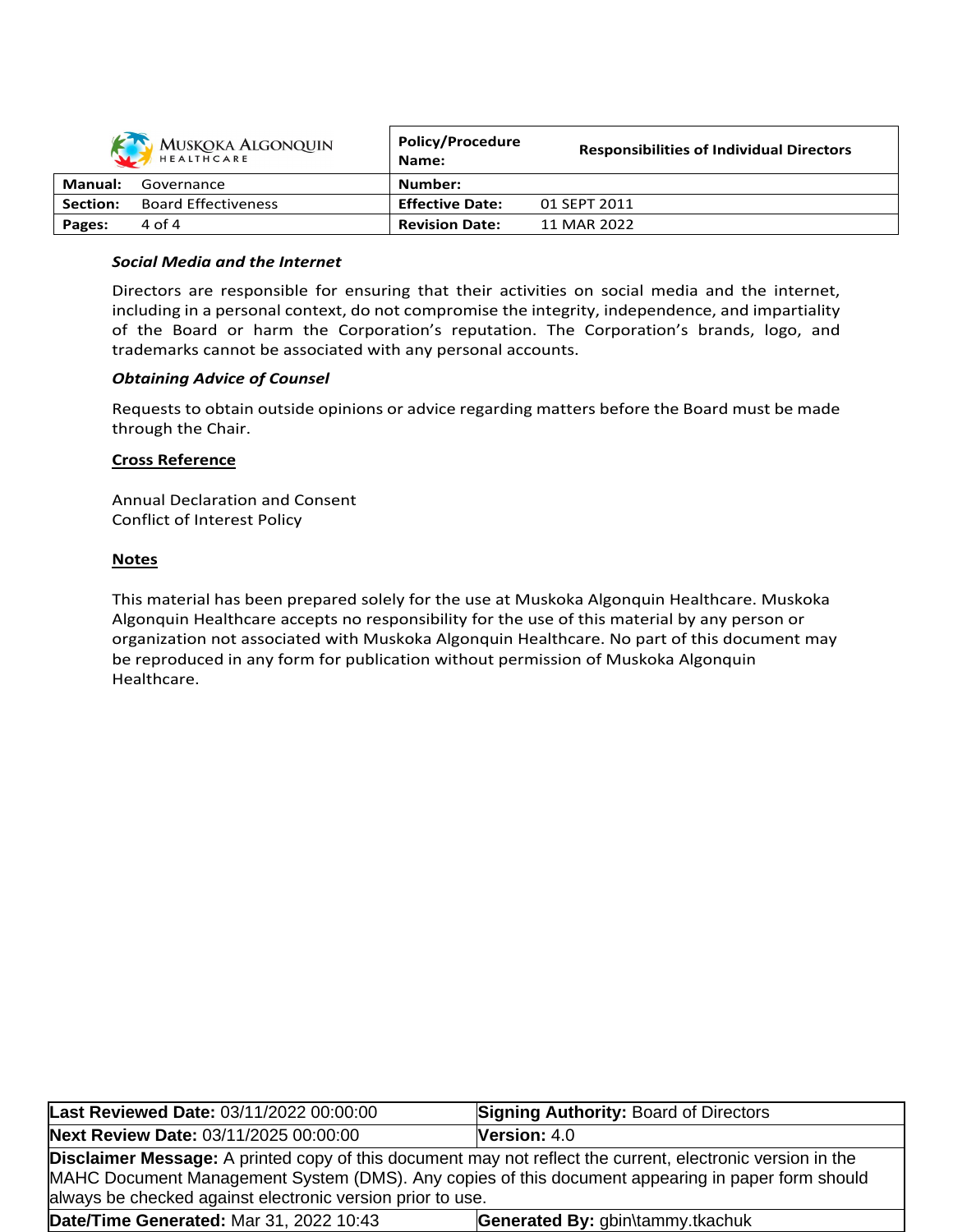***Social Media and the Internet***

Directors are responsible for ensuring that their activities on social media and the internet, including in a personal context, do not compromise the integrity, independence, and impartiality of the Board or harm the Corporation's reputation. The Corporation's brands, logo, and trademarks cannot be associated with any personal accounts.

***Obtaining Advice of Counsel***

Requests to obtain outside opinions or advice regarding matters before the Board must be made through the Chair.

**Cross Reference**

Annual Declaration and Consent
Conflict of Interest Policy

**Notes**

This material has been prepared solely for the use at Muskoka Algonquin Healthcare. Muskoka Algonquin Healthcare accepts no responsibility for the use of this material by any person or organization not associated with Muskoka Algonquin Healthcare. No part of this document may be reproduced in any form for publication without permission of Muskoka Algonquin Healthcare.

| | |
|---|---|
| **Last Reviewed Date:** 03/11/2022 00:00:00 | **Signing Authority:** Board of Directors |
| **Next Review Date:** 03/11/2025 00:00:00 | **Version:** 4.0 |
| **Disclaimer Message:** A printed copy of this document may not reflect the current, electronic version in the MAHC Document Management System (DMS). Any copies of this document appearing in paper form should always be checked against electronic version prior to use. | |
| **Date/Time Generated:** Mar 31, 2022 10:43 | **Generated By:** gbin\tammy.tkachuk |